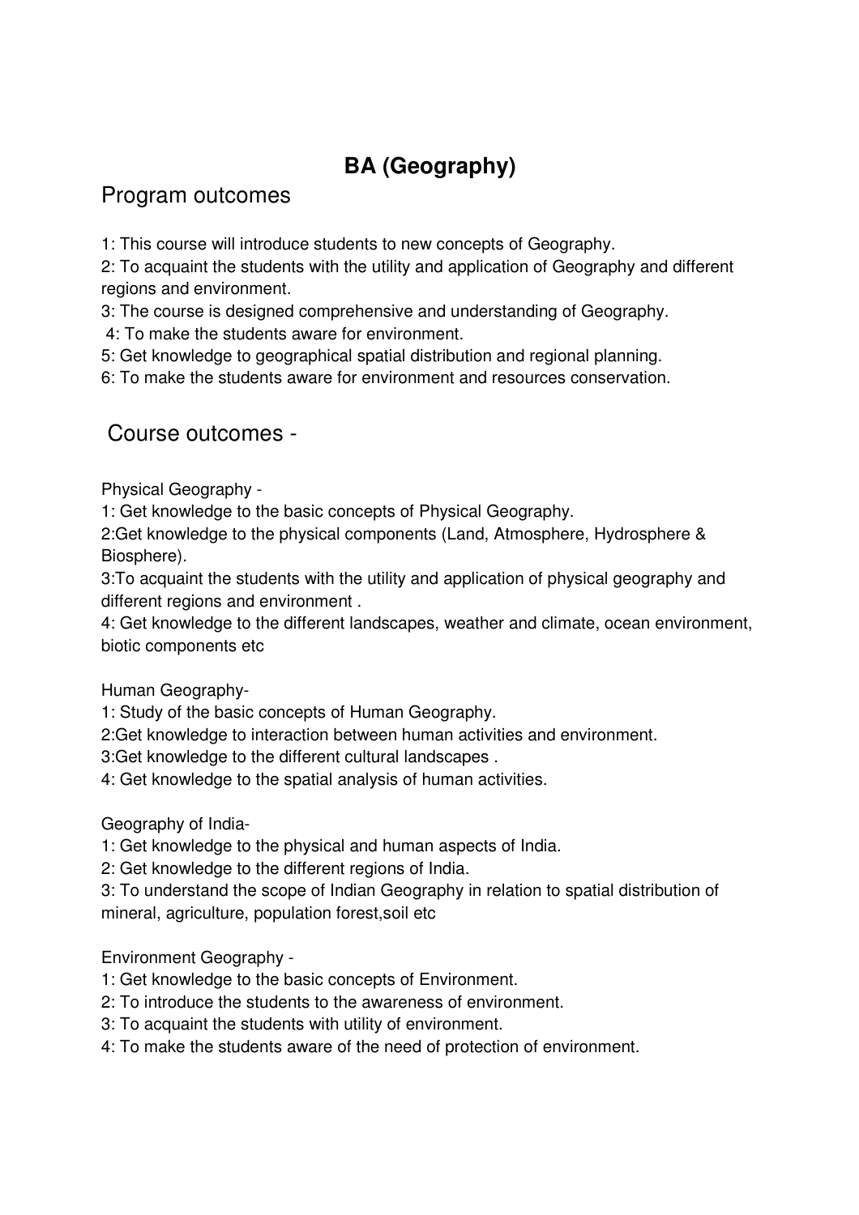# BA (Geography)

## Program outcomes

1: This course will introduce students to new concepts of Geography.
2: To acquaint the students with the utility and application of Geography and different regions and environment.
3: The course is designed comprehensive and understanding of Geography.
4: To make the students aware for environment.
5: Get knowledge to geographical spatial distribution and regional planning.
6: To make the students aware for environment and resources conservation.

## Course outcomes -

Physical Geography -
1: Get knowledge to the basic concepts of Physical Geography.
2:Get knowledge to the physical components (Land, Atmosphere, Hydrosphere & Biosphere).
3:To acquaint the students with the utility and application of physical geography and different regions and environment .
4: Get knowledge to the different landscapes, weather and climate, ocean environment, biotic components etc

Human Geography-
1: Study of the basic concepts of Human Geography.
2:Get knowledge to interaction between human activities and environment.
3:Get knowledge to the different cultural landscapes .
4: Get knowledge to the spatial analysis of human activities.

Geography of India-
1: Get knowledge to the physical and human aspects of India.
2: Get knowledge to the different regions of India.
3: To understand the scope of Indian Geography in relation to spatial distribution of mineral, agriculture, population forest,soil etc

Environment Geography -
1: Get knowledge to the basic concepts of Environment.
2: To introduce the students to the awareness of environment.
3: To acquaint the students with utility of environment.
4: To make the students aware of the need of protection of environment.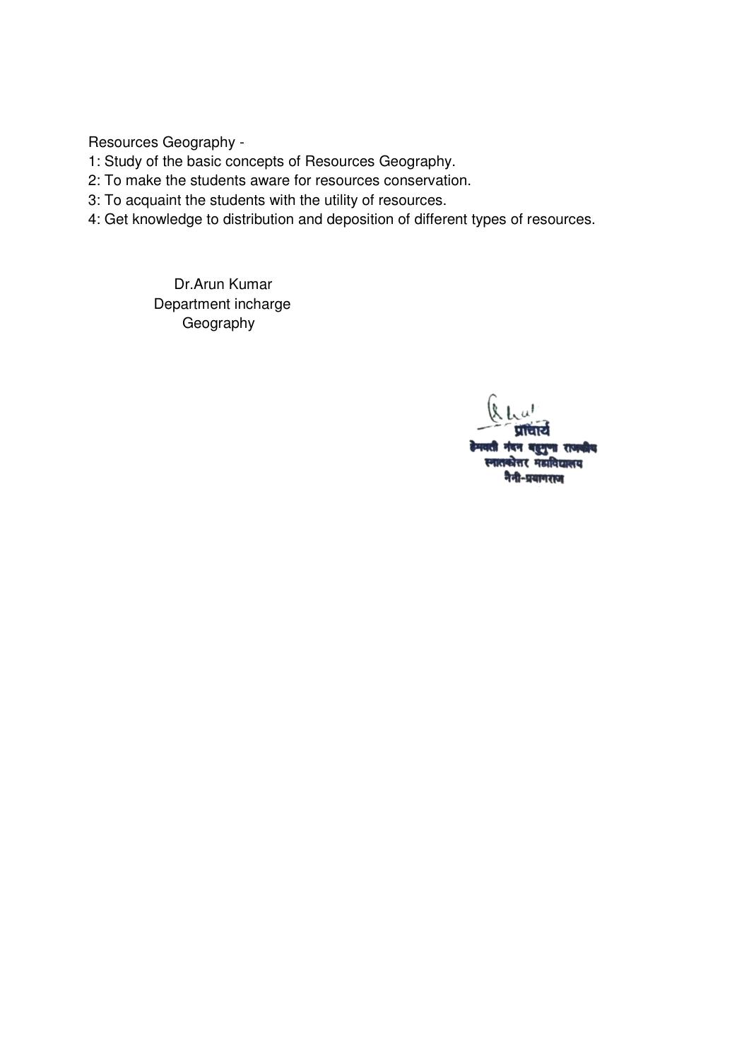Resources Geography -

1: Study of the basic concepts of Resources Geography.
2: To make the students aware for resources conservation.
3: To acquaint the students with the utility of resources.
4: Get knowledge to distribution and deposition of different types of resources.

Dr.Arun Kumar
Department incharge
Geography

प्राचार्य
हेमवती नंदन बहुगुणा राजकीय
स्नातकोत्तर महाविद्यालय
नैनी-प्रयागराज